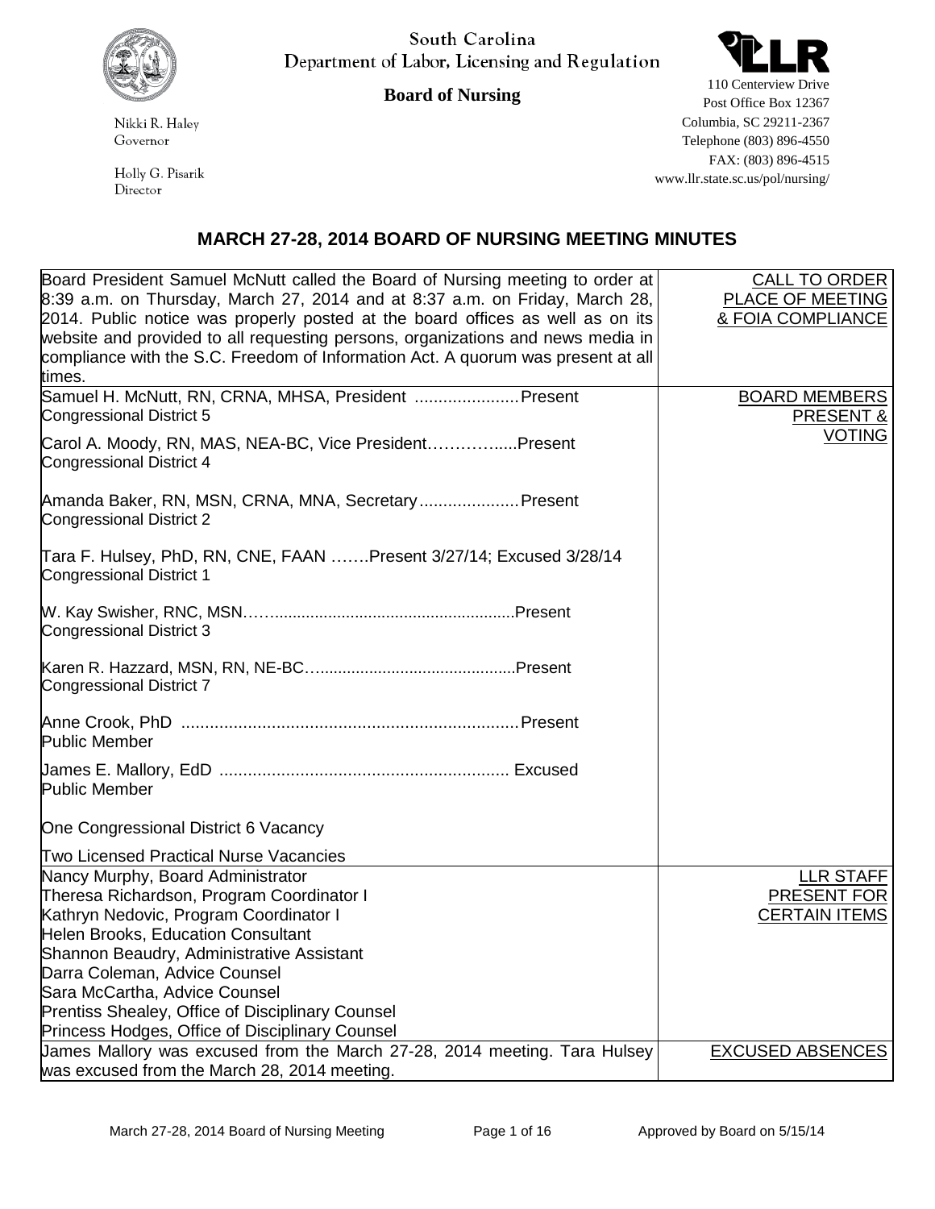South Carolina
Department of Labor, Licensing and Regulation

**Board of Nursing**

Nikki R. Haley
Governor

Holly G. Pisarik
Director

110 Centerview Drive
Post Office Box 12367
Columbia, SC 29211-2367
Telephone (803) 896-4550
FAX: (803) 896-4515
www.llr.state.sc.us/pol/nursing/

## MARCH 27-28, 2014 BOARD OF NURSING MEETING MINUTES

| | |
|---|---|
| Board President Samuel McNutt called the Board of Nursing meeting to order at 8:39 a.m. on Thursday, March 27, 2014 and at 8:37 a.m. on Friday, March 28, 2014. Public notice was properly posted at the board offices as well as on its website and provided to all requesting persons, organizations and news media in compliance with the S.C. Freedom of Information Act. A quorum was present at all times. | CALL TO ORDER PLACE OF MEETING & FOIA COMPLIANCE |
| Samuel H. McNutt, RN, CRNA, MHSA, President ...................... Present<br>Congressional District 5<br><br>Carol A. Moody, RN, MAS, NEA-BC, Vice President…………....Present<br>Congressional District 4<br><br>Amanda Baker, RN, MSN, CRNA, MNA, Secretary..................... Present<br>Congressional District 2<br><br>Tara F. Hulsey, PhD, RN, CNE, FAAN …….Present 3/27/14; Excused 3/28/14<br>Congressional District 1<br><br>W. Kay Swisher, RNC, MSN……......................................................Present<br>Congressional District 3<br><br>Karen R. Hazzard, MSN, RN, NE-BC…...........................................Present<br>Congressional District 7<br><br>Anne Crook, PhD ...................................................................... Present<br>Public Member<br><br>James E. Mallory, EdD ............................................................. Excused<br>Public Member<br><br>One Congressional District 6 Vacancy<br><br>Two Licensed Practical Nurse Vacancies | BOARD MEMBERS PRESENT & VOTING |
| Nancy Murphy, Board Administrator<br>Theresa Richardson, Program Coordinator I<br>Kathryn Nedovic, Program Coordinator I<br>Helen Brooks, Education Consultant<br>Shannon Beaudry, Administrative Assistant<br>Darra Coleman, Advice Counsel<br>Sara McCartha, Advice Counsel<br>Prentiss Shealey, Office of Disciplinary Counsel<br>Princess Hodges, Office of Disciplinary Counsel | LLR STAFF PRESENT FOR CERTAIN ITEMS |
| James Mallory was excused from the March 27-28, 2014 meeting. Tara Hulsey was excused from the March 28, 2014 meeting. | EXCUSED ABSENCES |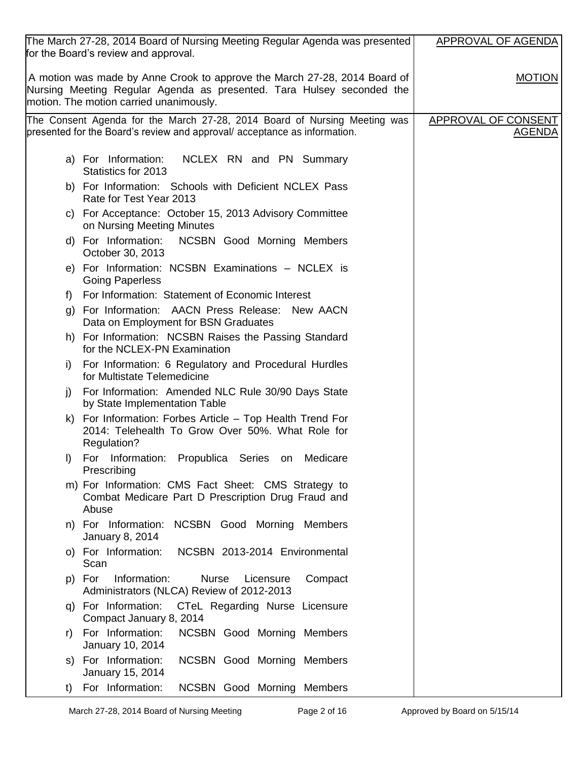| | |
|---|---|
| The March 27-28, 2014 Board of Nursing Meeting Regular Agenda was presented for the Board's review and approval. | APPROVAL OF AGENDA |
| A motion was made by Anne Crook to approve the March 27-28, 2014 Board of Nursing Meeting Regular Agenda as presented. Tara Hulsey seconded the motion. The motion carried unanimously. | MOTION |
| The Consent Agenda for the March 27-28, 2014 Board of Nursing Meeting was presented for the Board's review and approval/ acceptance as information.<br><br>a) For Information: NCLEX RN and PN Summary Statistics for 2013<br>b) For Information: Schools with Deficient NCLEX Pass Rate for Test Year 2013<br>c) For Acceptance: October 15, 2013 Advisory Committee on Nursing Meeting Minutes<br>d) For Information: NCSBN Good Morning Members October 30, 2013<br>e) For Information: NCSBN Examinations – NCLEX is Going Paperless<br>f) For Information: Statement of Economic Interest<br>g) For Information: AACN Press Release: New AACN Data on Employment for BSN Graduates<br>h) For Information: NCSBN Raises the Passing Standard for the NCLEX-PN Examination<br>i) For Information: 6 Regulatory and Procedural Hurdles for Multistate Telemedicine<br>j) For Information: Amended NLC Rule 30/90 Days State by State Implementation Table<br>k) For Information: Forbes Article – Top Health Trend For 2014: Telehealth To Grow Over 50%. What Role for Regulation?<br>l) For Information: Propublica Series on Medicare Prescribing<br>m) For Information: CMS Fact Sheet: CMS Strategy to Combat Medicare Part D Prescription Drug Fraud and Abuse<br>n) For Information: NCSBN Good Morning Members January 8, 2014<br>o) For Information: NCSBN 2013-2014 Environmental Scan<br>p) For Information: Nurse Licensure Compact Administrators (NLCA) Review of 2012-2013<br>q) For Information: CTeL Regarding Nurse Licensure Compact January 8, 2014<br>r) For Information: NCSBN Good Morning Members January 10, 2014<br>s) For Information: NCSBN Good Morning Members January 15, 2014<br>t) For Information: NCSBN Good Morning Members | APPROVAL OF CONSENT AGENDA |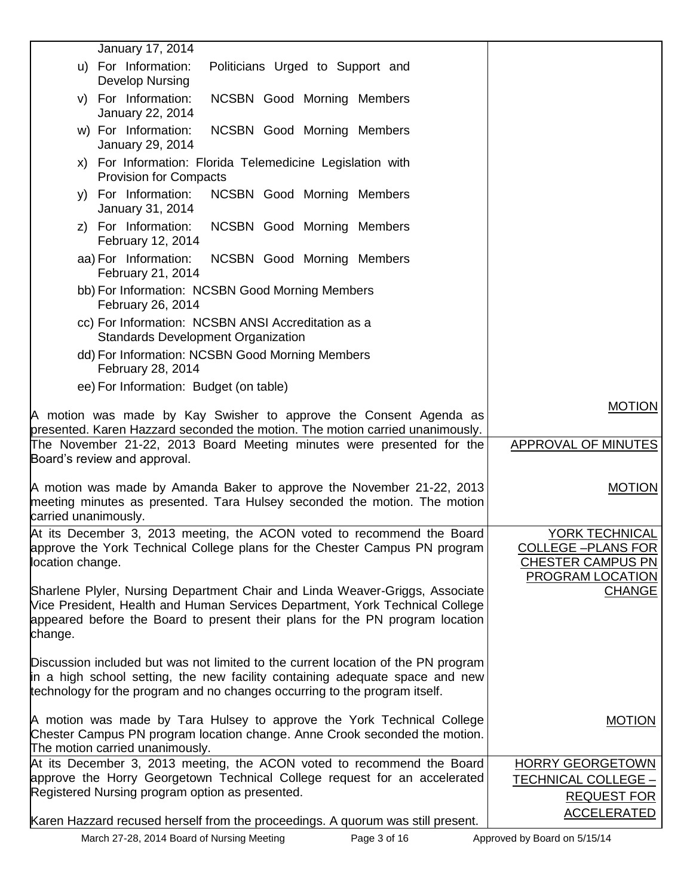| | |
|---|---|
| January 17, 2014<br>u) For Information: Politicians Urged to Support and Develop Nursing<br>v) For Information: NCSBN Good Morning Members January 22, 2014<br>w) For Information: NCSBN Good Morning Members January 29, 2014<br>x) For Information: Florida Telemedicine Legislation with Provision for Compacts<br>y) For Information: NCSBN Good Morning Members January 31, 2014<br>z) For Information: NCSBN Good Morning Members February 12, 2014<br>aa) For Information: NCSBN Good Morning Members February 21, 2014<br>bb) For Information: NCSBN Good Morning Members February 26, 2014<br>cc) For Information: NCSBN ANSI Accreditation as a Standards Development Organization<br>dd) For Information: NCSBN Good Morning Members February 28, 2014<br>ee) For Information: Budget (on table) | |
| A motion was made by Kay Swisher to approve the Consent Agenda as presented. Karen Hazzard seconded the motion. The motion carried unanimously. | MOTION |
| The November 21-22, 2013 Board Meeting minutes were presented for the Board's review and approval. | APPROVAL OF MINUTES |
| A motion was made by Amanda Baker to approve the November 21-22, 2013 meeting minutes as presented. Tara Hulsey seconded the motion. The motion carried unanimously. | MOTION |
| At its December 3, 2013 meeting, the ACON voted to recommend the Board approve the York Technical College plans for the Chester Campus PN program location change.<br><br>Sharlene Plyler, Nursing Department Chair and Linda Weaver-Griggs, Associate Vice President, Health and Human Services Department, York Technical College appeared before the Board to present their plans for the PN program location change.<br><br>Discussion included but was not limited to the current location of the PN program in a high school setting, the new facility containing adequate space and new technology for the program and no changes occurring to the program itself. | YORK TECHNICAL COLLEGE –PLANS FOR CHESTER CAMPUS PN PROGRAM LOCATION CHANGE |
| A motion was made by Tara Hulsey to approve the York Technical College Chester Campus PN program location change. Anne Crook seconded the motion. The motion carried unanimously. | MOTION |
| At its December 3, 2013 meeting, the ACON voted to recommend the Board approve the Horry Georgetown Technical College request for an accelerated Registered Nursing program option as presented.<br><br>Karen Hazzard recused herself from the proceedings. A quorum was still present. | HORRY GEORGETOWN TECHNICAL COLLEGE – REQUEST FOR ACCELERATED |

Approved by Board on 5/15/14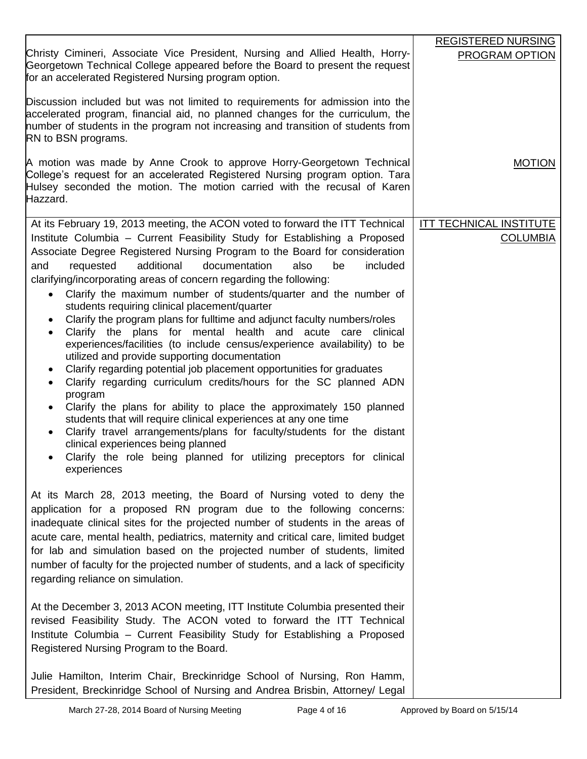| | |
|---|---|
| Christy Cimineri, Associate Vice President, Nursing and Allied Health, Horry-Georgetown Technical College appeared before the Board to present the request for an accelerated Registered Nursing program option.<br><br>Discussion included but was not limited to requirements for admission into the accelerated program, financial aid, no planned changes for the curriculum, the number of students in the program not increasing and transition of students from RN to BSN programs. | REGISTERED NURSING PROGRAM OPTION |
| A motion was made by Anne Crook to approve Horry-Georgetown Technical College's request for an accelerated Registered Nursing program option. Tara Hulsey seconded the motion. The motion carried with the recusal of Karen Hazzard. | MOTION |
| At its February 19, 2013 meeting, the ACON voted to forward the ITT Technical Institute Columbia – Current Feasibility Study for Establishing a Proposed Associate Degree Registered Nursing Program to the Board for consideration and requested additional documentation also be included clarifying/incorporating areas of concern regarding the following:<br>• Clarify the maximum number of students/quarter and the number of students requiring clinical placement/quarter<br>• Clarify the program plans for fulltime and adjunct faculty numbers/roles<br>• Clarify the plans for mental health and acute care clinical experiences/facilities (to include census/experience availability) to be utilized and provide supporting documentation<br>• Clarify regarding potential job placement opportunities for graduates<br>• Clarify regarding curriculum credits/hours for the SC planned ADN program<br>• Clarify the plans for ability to place the approximately 150 planned students that will require clinical experiences at any one time<br>• Clarify travel arrangements/plans for faculty/students for the distant clinical experiences being planned<br>• Clarify the role being planned for utilizing preceptors for clinical experiences<br><br>At its March 28, 2013 meeting, the Board of Nursing voted to deny the application for a proposed RN program due to the following concerns: inadequate clinical sites for the projected number of students in the areas of acute care, mental health, pediatrics, maternity and critical care, limited budget for lab and simulation based on the projected number of students, limited number of faculty for the projected number of students, and a lack of specificity regarding reliance on simulation.<br><br>At the December 3, 2013 ACON meeting, ITT Institute Columbia presented their revised Feasibility Study. The ACON voted to forward the ITT Technical Institute Columbia – Current Feasibility Study for Establishing a Proposed Registered Nursing Program to the Board.<br><br>Julie Hamilton, Interim Chair, Breckinridge School of Nursing, Ron Hamm, President, Breckinridge School of Nursing and Andrea Brisbin, Attorney/ Legal | ITT TECHNICAL INSTITUTE COLUMBIA |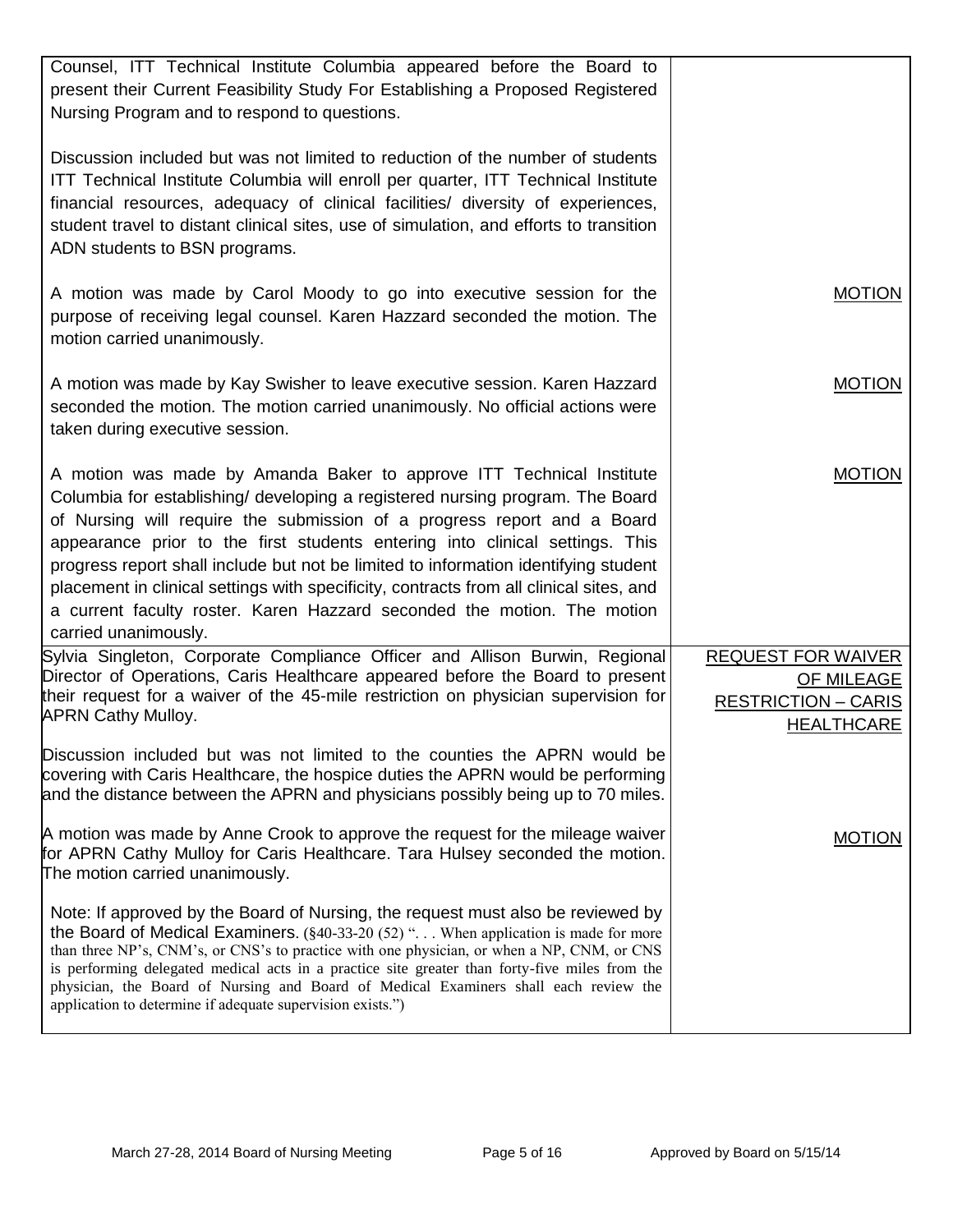| | |
|---|---|
| Counsel, ITT Technical Institute Columbia appeared before the Board to present their Current Feasibility Study For Establishing a Proposed Registered Nursing Program and to respond to questions. | |
| Discussion included but was not limited to reduction of the number of students ITT Technical Institute Columbia will enroll per quarter, ITT Technical Institute financial resources, adequacy of clinical facilities/ diversity of experiences, student travel to distant clinical sites, use of simulation, and efforts to transition ADN students to BSN programs. | |
| A motion was made by Carol Moody to go into executive session for the purpose of receiving legal counsel. Karen Hazzard seconded the motion. The motion carried unanimously. | MOTION |
| A motion was made by Kay Swisher to leave executive session. Karen Hazzard seconded the motion. The motion carried unanimously. No official actions were taken during executive session. | MOTION |
| A motion was made by Amanda Baker to approve ITT Technical Institute Columbia for establishing/ developing a registered nursing program. The Board of Nursing will require the submission of a progress report and a Board appearance prior to the first students entering into clinical settings. This progress report shall include but not be limited to information identifying student placement in clinical settings with specificity, contracts from all clinical sites, and a current faculty roster. Karen Hazzard seconded the motion. The motion carried unanimously. | MOTION |
| Sylvia Singleton, Corporate Compliance Officer and Allison Burwin, Regional Director of Operations, Caris Healthcare appeared before the Board to present their request for a waiver of the 45-mile restriction on physician supervision for APRN Cathy Mulloy. | REQUEST FOR WAIVER OF MILEAGE RESTRICTION – CARIS HEALTHCARE |
| Discussion included but was not limited to the counties the APRN would be covering with Caris Healthcare, the hospice duties the APRN would be performing and the distance between the APRN and physicians possibly being up to 70 miles. | |
| A motion was made by Anne Crook to approve the request for the mileage waiver for APRN Cathy Mulloy for Caris Healthcare. Tara Hulsey seconded the motion. The motion carried unanimously. | MOTION |
| Note: If approved by the Board of Nursing, the request must also be reviewed by the Board of Medical Examiners. (§40-33-20 (52) ". . . When application is made for more than three NP's, CNM's, or CNS's to practice with one physician, or when a NP, CNM, or CNS is performing delegated medical acts in a practice site greater than forty-five miles from the physician, the Board of Nursing and Board of Medical Examiners shall each review the application to determine if adequate supervision exists.") | |

March 27-28, 2014 Board of Nursing Meeting — Approved by Board on 5/15/14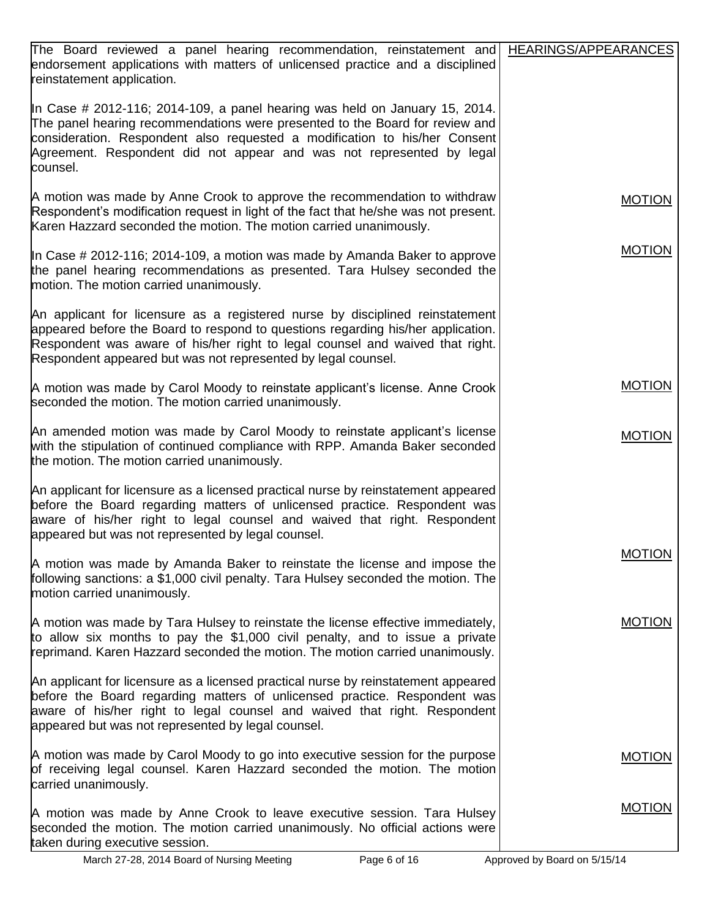| | |
|---|---|
| The Board reviewed a panel hearing recommendation, reinstatement and endorsement applications with matters of unlicensed practice and a disciplined reinstatement application. | HEARINGS/APPEARANCES |
| In Case # 2012-116; 2014-109, a panel hearing was held on January 15, 2014. The panel hearing recommendations were presented to the Board for review and consideration. Respondent also requested a modification to his/her Consent Agreement. Respondent did not appear and was not represented by legal counsel. | |
| A motion was made by Anne Crook to approve the recommendation to withdraw Respondent's modification request in light of the fact that he/she was not present. Karen Hazzard seconded the motion. The motion carried unanimously. | MOTION |
| In Case # 2012-116; 2014-109, a motion was made by Amanda Baker to approve the panel hearing recommendations as presented. Tara Hulsey seconded the motion. The motion carried unanimously. | MOTION |
| An applicant for licensure as a registered nurse by disciplined reinstatement appeared before the Board to respond to questions regarding his/her application. Respondent was aware of his/her right to legal counsel and waived that right. Respondent appeared but was not represented by legal counsel. | |
| A motion was made by Carol Moody to reinstate applicant's license. Anne Crook seconded the motion. The motion carried unanimously. | MOTION |
| An amended motion was made by Carol Moody to reinstate applicant's license with the stipulation of continued compliance with RPP. Amanda Baker seconded the motion. The motion carried unanimously. | MOTION |
| An applicant for licensure as a licensed practical nurse by reinstatement appeared before the Board regarding matters of unlicensed practice. Respondent was aware of his/her right to legal counsel and waived that right. Respondent appeared but was not represented by legal counsel. | |
| A motion was made by Amanda Baker to reinstate the license and impose the following sanctions: a $1,000 civil penalty. Tara Hulsey seconded the motion. The motion carried unanimously. | MOTION |
| A motion was made by Tara Hulsey to reinstate the license effective immediately, to allow six months to pay the $1,000 civil penalty, and to issue a private reprimand. Karen Hazzard seconded the motion. The motion carried unanimously. | MOTION |
| An applicant for licensure as a licensed practical nurse by reinstatement appeared before the Board regarding matters of unlicensed practice. Respondent was aware of his/her right to legal counsel and waived that right. Respondent appeared but was not represented by legal counsel. | |
| A motion was made by Carol Moody to go into executive session for the purpose of receiving legal counsel. Karen Hazzard seconded the motion. The motion carried unanimously. | MOTION |
| A motion was made by Anne Crook to leave executive session. Tara Hulsey seconded the motion. The motion carried unanimously. No official actions were taken during executive session. | MOTION |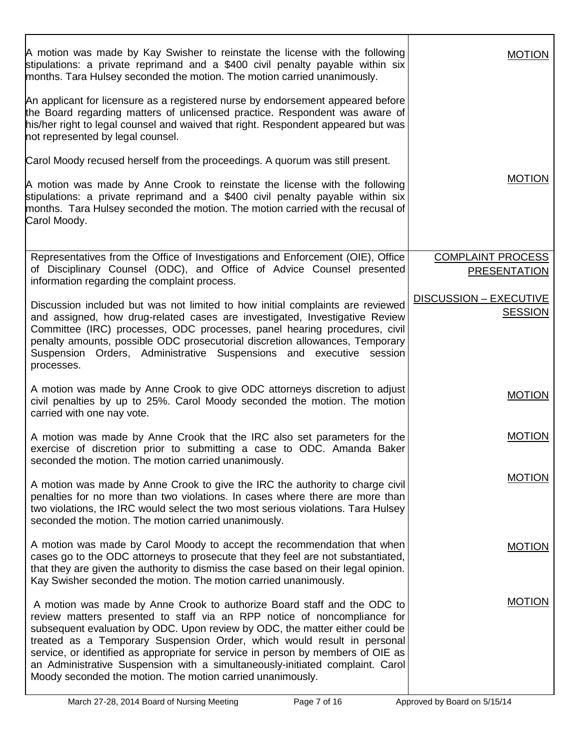| | |
|---|---|
| A motion was made by Kay Swisher to reinstate the license with the following stipulations: a private reprimand and a $400 civil penalty payable within six months. Tara Hulsey seconded the motion. The motion carried unanimously. | MOTION |
| An applicant for licensure as a registered nurse by endorsement appeared before the Board regarding matters of unlicensed practice. Respondent was aware of his/her right to legal counsel and waived that right. Respondent appeared but was not represented by legal counsel. | |
| Carol Moody recused herself from the proceedings. A quorum was still present. | |
| A motion was made by Anne Crook to reinstate the license with the following stipulations: a private reprimand and a $400 civil penalty payable within six months. Tara Hulsey seconded the motion. The motion carried with the recusal of Carol Moody. | MOTION |
| Representatives from the Office of Investigations and Enforcement (OIE), Office of Disciplinary Counsel (ODC), and Office of Advice Counsel presented information regarding the complaint process. | COMPLAINT PROCESS PRESENTATION |
| Discussion included but was not limited to how initial complaints are reviewed and assigned, how drug-related cases are investigated, Investigative Review Committee (IRC) processes, ODC processes, panel hearing procedures, civil penalty amounts, possible ODC prosecutorial discretion allowances, Temporary Suspension Orders, Administrative Suspensions and executive session processes. | DISCUSSION – EXECUTIVE SESSION |
| A motion was made by Anne Crook to give ODC attorneys discretion to adjust civil penalties by up to 25%. Carol Moody seconded the motion. The motion carried with one nay vote. | MOTION |
| A motion was made by Anne Crook that the IRC also set parameters for the exercise of discretion prior to submitting a case to ODC. Amanda Baker seconded the motion. The motion carried unanimously. | MOTION |
| A motion was made by Anne Crook to give the IRC the authority to charge civil penalties for no more than two violations. In cases where there are more than two violations, the IRC would select the two most serious violations. Tara Hulsey seconded the motion. The motion carried unanimously. | MOTION |
| A motion was made by Carol Moody to accept the recommendation that when cases go to the ODC attorneys to prosecute that they feel are not substantiated, that they are given the authority to dismiss the case based on their legal opinion. Kay Swisher seconded the motion. The motion carried unanimously. | MOTION |
| A motion was made by Anne Crook to authorize Board staff and the ODC to review matters presented to staff via an RPP notice of noncompliance for subsequent evaluation by ODC. Upon review by ODC, the matter either could be treated as a Temporary Suspension Order, which would result in personal service, or identified as appropriate for service in person by members of OIE as an Administrative Suspension with a simultaneously-initiated complaint. Carol Moody seconded the motion. The motion carried unanimously. | MOTION |

March 27-28, 2014 Board of Nursing Meeting — Approved by Board on 5/15/14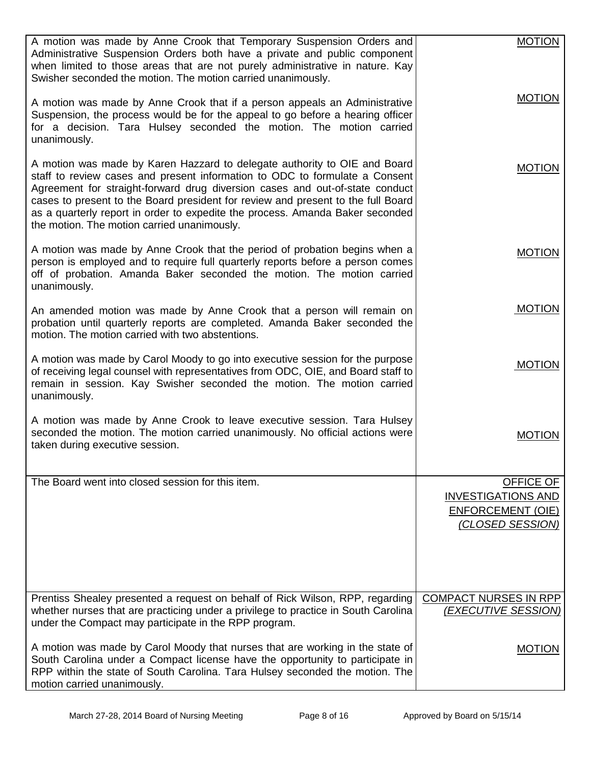| | |
|---|---|
| A motion was made by Anne Crook that Temporary Suspension Orders and Administrative Suspension Orders both have a private and public component when limited to those areas that are not purely administrative in nature. Kay Swisher seconded the motion. The motion carried unanimously. | MOTION |
| A motion was made by Anne Crook that if a person appeals an Administrative Suspension, the process would be for the appeal to go before a hearing officer for a decision. Tara Hulsey seconded the motion. The motion carried unanimously. | MOTION |
| A motion was made by Karen Hazzard to delegate authority to OIE and Board staff to review cases and present information to ODC to formulate a Consent Agreement for straight-forward drug diversion cases and out-of-state conduct cases to present to the Board president for review and present to the full Board as a quarterly report in order to expedite the process. Amanda Baker seconded the motion. The motion carried unanimously. | MOTION |
| A motion was made by Anne Crook that the period of probation begins when a person is employed and to require full quarterly reports before a person comes off of probation. Amanda Baker seconded the motion. The motion carried unanimously. | MOTION |
| An amended motion was made by Anne Crook that a person will remain on probation until quarterly reports are completed. Amanda Baker seconded the motion. The motion carried with two abstentions. | MOTION |
| A motion was made by Carol Moody to go into executive session for the purpose of receiving legal counsel with representatives from ODC, OIE, and Board staff to remain in session. Kay Swisher seconded the motion. The motion carried unanimously. | MOTION |
| A motion was made by Anne Crook to leave executive session. Tara Hulsey seconded the motion. The motion carried unanimously. No official actions were taken during executive session. | MOTION |
| The Board went into closed session for this item. | OFFICE OF INVESTIGATIONS AND ENFORCEMENT (OIE) *(CLOSED SESSION)* |
| Prentiss Shealey presented a request on behalf of Rick Wilson, RPP, regarding whether nurses that are practicing under a privilege to practice in South Carolina under the Compact may participate in the RPP program. | COMPACT NURSES IN RPP *(EXECUTIVE SESSION)* |
| A motion was made by Carol Moody that nurses that are working in the state of South Carolina under a Compact license have the opportunity to participate in RPP within the state of South Carolina. Tara Hulsey seconded the motion. The motion carried unanimously. | MOTION |

March 27-28, 2014 Board of Nursing Meeting — Approved by Board on 5/15/14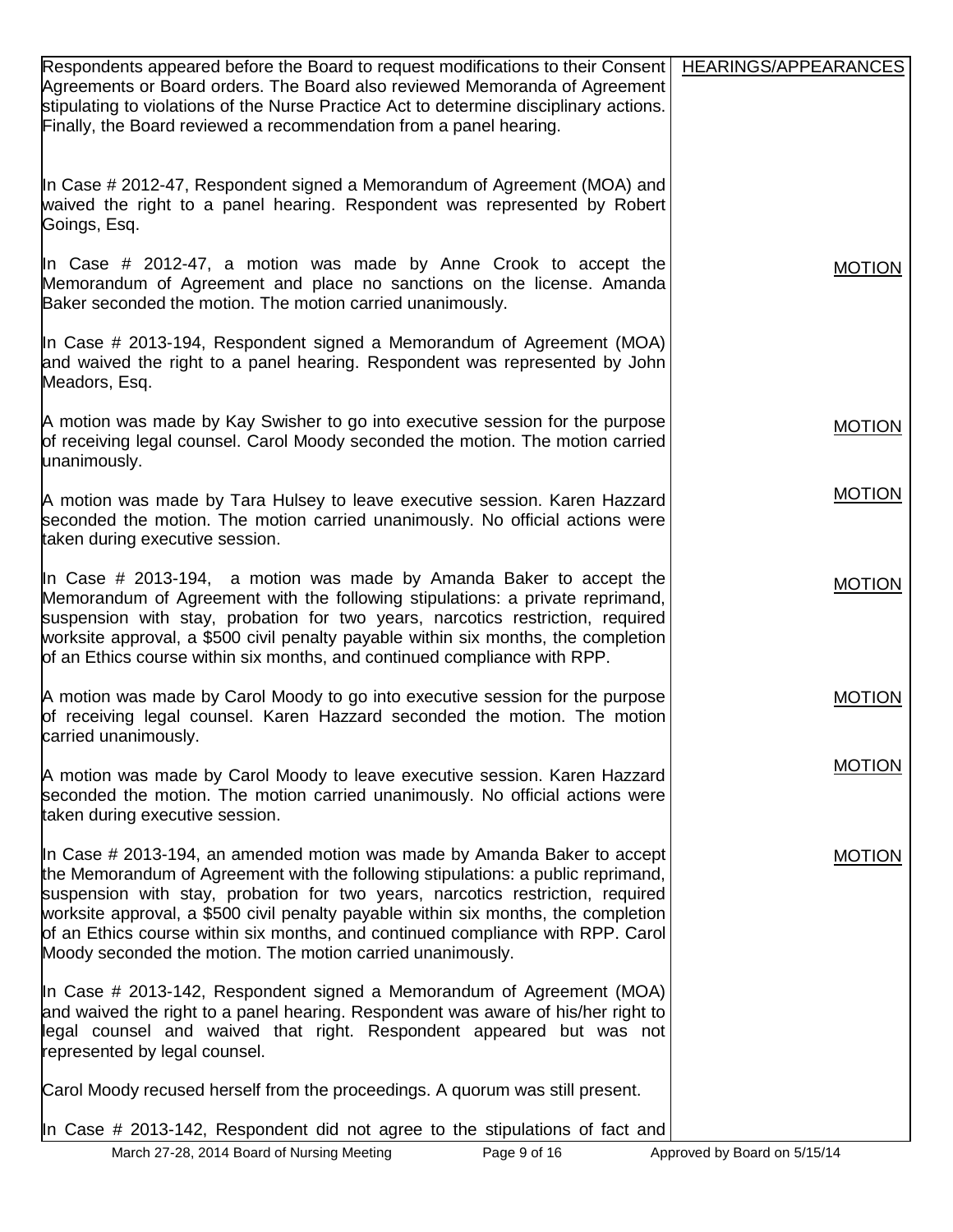| | |
|---|---|
| Respondents appeared before the Board to request modifications to their Consent Agreements or Board orders. The Board also reviewed Memoranda of Agreement stipulating to violations of the Nurse Practice Act to determine disciplinary actions. Finally, the Board reviewed a recommendation from a panel hearing. | HEARINGS/APPEARANCES |
| In Case # 2012-47, Respondent signed a Memorandum of Agreement (MOA) and waived the right to a panel hearing. Respondent was represented by Robert Goings, Esq. | |
| In Case # 2012-47, a motion was made by Anne Crook to accept the Memorandum of Agreement and place no sanctions on the license. Amanda Baker seconded the motion. The motion carried unanimously. | MOTION |
| In Case # 2013-194, Respondent signed a Memorandum of Agreement (MOA) and waived the right to a panel hearing. Respondent was represented by John Meadors, Esq. | |
| A motion was made by Kay Swisher to go into executive session for the purpose of receiving legal counsel. Carol Moody seconded the motion. The motion carried unanimously. | MOTION |
| A motion was made by Tara Hulsey to leave executive session. Karen Hazzard seconded the motion. The motion carried unanimously. No official actions were taken during executive session. | MOTION |
| In Case # 2013-194, a motion was made by Amanda Baker to accept the Memorandum of Agreement with the following stipulations: a private reprimand, suspension with stay, probation for two years, narcotics restriction, required worksite approval, a $500 civil penalty payable within six months, the completion of an Ethics course within six months, and continued compliance with RPP. | MOTION |
| A motion was made by Carol Moody to go into executive session for the purpose of receiving legal counsel. Karen Hazzard seconded the motion. The motion carried unanimously. | MOTION |
| A motion was made by Carol Moody to leave executive session. Karen Hazzard seconded the motion. The motion carried unanimously. No official actions were taken during executive session. | MOTION |
| In Case # 2013-194, an amended motion was made by Amanda Baker to accept the Memorandum of Agreement with the following stipulations: a public reprimand, suspension with stay, probation for two years, narcotics restriction, required worksite approval, a $500 civil penalty payable within six months, the completion of an Ethics course within six months, and continued compliance with RPP. Carol Moody seconded the motion. The motion carried unanimously. | MOTION |
| In Case # 2013-142, Respondent signed a Memorandum of Agreement (MOA) and waived the right to a panel hearing. Respondent was aware of his/her right to legal counsel and waived that right. Respondent appeared but was not represented by legal counsel. | |
| Carol Moody recused herself from the proceedings. A quorum was still present. | |
| In Case # 2013-142, Respondent did not agree to the stipulations of fact and | |

March 27-28, 2014 Board of Nursing Meeting — Approved by Board on 5/15/14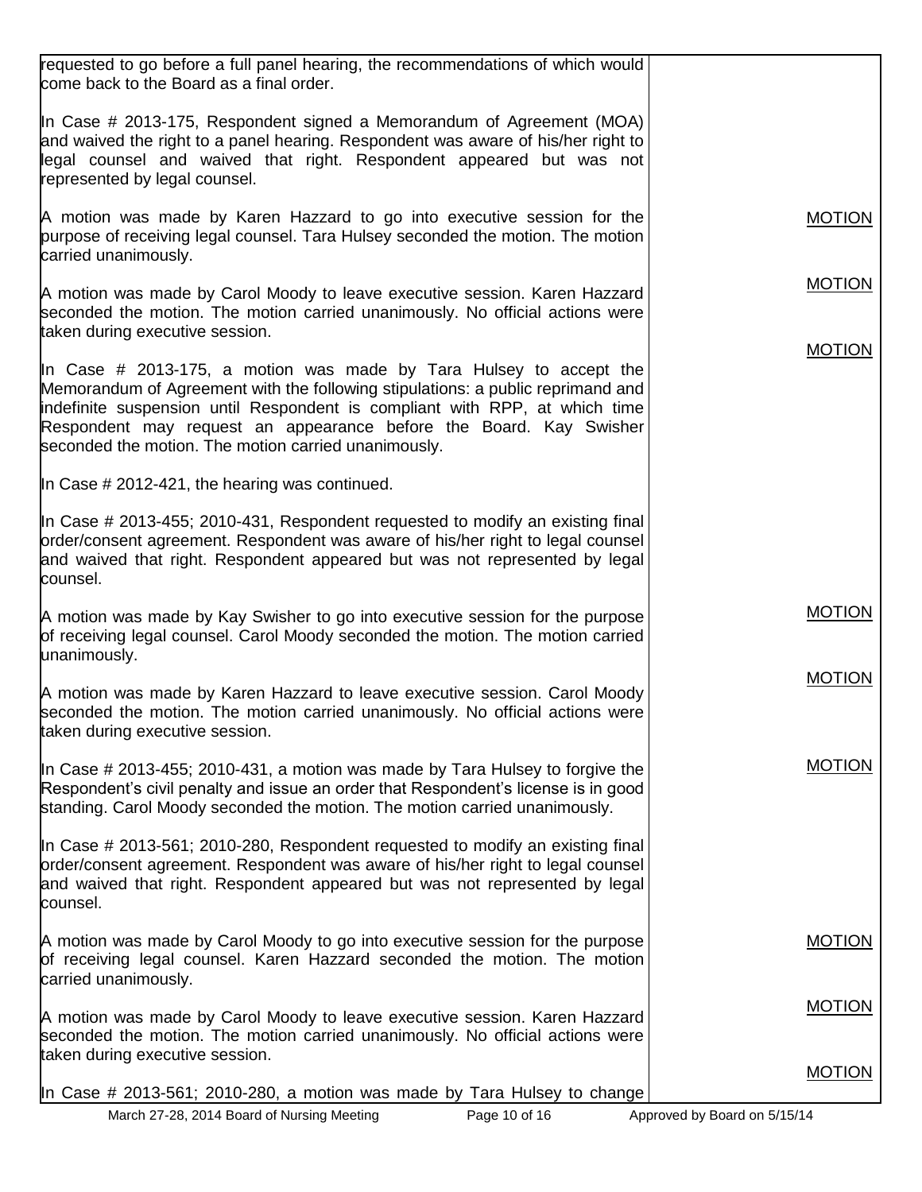| | |
|---|---|
| requested to go before a full panel hearing, the recommendations of which would come back to the Board as a final order. | |
| In Case # 2013-175, Respondent signed a Memorandum of Agreement (MOA) and waived the right to a panel hearing. Respondent was aware of his/her right to legal counsel and waived that right. Respondent appeared but was not represented by legal counsel. | |
| A motion was made by Karen Hazzard to go into executive session for the purpose of receiving legal counsel. Tara Hulsey seconded the motion. The motion carried unanimously. | MOTION |
| A motion was made by Carol Moody to leave executive session. Karen Hazzard seconded the motion. The motion carried unanimously. No official actions were taken during executive session. | MOTION |
| In Case # 2013-175, a motion was made by Tara Hulsey to accept the Memorandum of Agreement with the following stipulations: a public reprimand and indefinite suspension until Respondent is compliant with RPP, at which time Respondent may request an appearance before the Board. Kay Swisher seconded the motion. The motion carried unanimously. | MOTION |
| In Case # 2012-421, the hearing was continued. | |
| In Case # 2013-455; 2010-431, Respondent requested to modify an existing final order/consent agreement. Respondent was aware of his/her right to legal counsel and waived that right. Respondent appeared but was not represented by legal counsel. | |
| A motion was made by Kay Swisher to go into executive session for the purpose of receiving legal counsel. Carol Moody seconded the motion. The motion carried unanimously. | MOTION |
| A motion was made by Karen Hazzard to leave executive session. Carol Moody seconded the motion. The motion carried unanimously. No official actions were taken during executive session. | MOTION |
| In Case # 2013-455; 2010-431, a motion was made by Tara Hulsey to forgive the Respondent's civil penalty and issue an order that Respondent's license is in good standing. Carol Moody seconded the motion. The motion carried unanimously. | MOTION |
| In Case # 2013-561; 2010-280, Respondent requested to modify an existing final order/consent agreement. Respondent was aware of his/her right to legal counsel and waived that right. Respondent appeared but was not represented by legal counsel. | |
| A motion was made by Carol Moody to go into executive session for the purpose of receiving legal counsel. Karen Hazzard seconded the motion. The motion carried unanimously. | MOTION |
| A motion was made by Carol Moody to leave executive session. Karen Hazzard seconded the motion. The motion carried unanimously. No official actions were taken during executive session. | MOTION |
| In Case # 2013-561; 2010-280, a motion was made by Tara Hulsey to change | MOTION |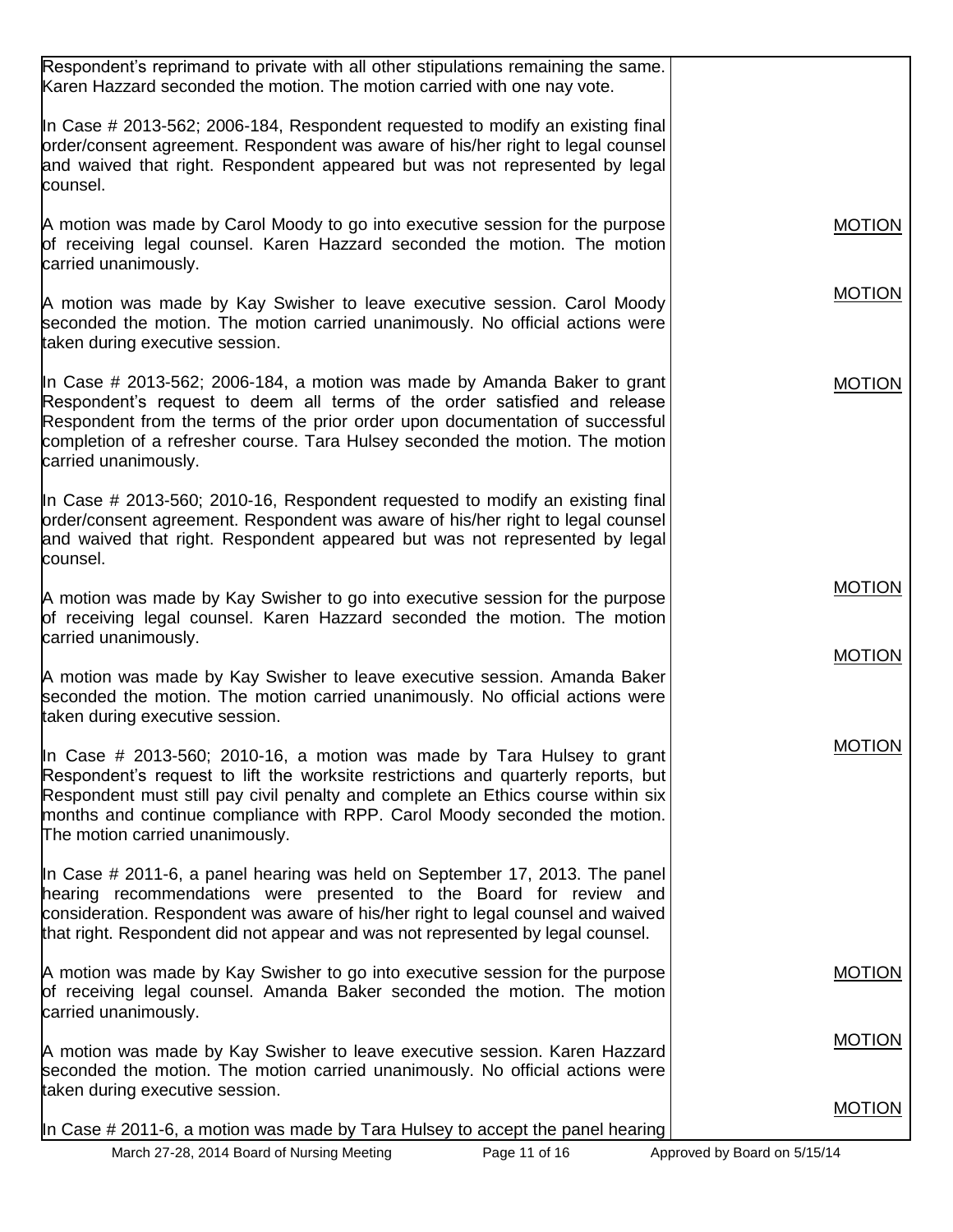| | |
|---|---|
| Respondent's reprimand to private with all other stipulations remaining the same. Karen Hazzard seconded the motion. The motion carried with one nay vote. | |
| In Case # 2013-562; 2006-184, Respondent requested to modify an existing final order/consent agreement. Respondent was aware of his/her right to legal counsel and waived that right. Respondent appeared but was not represented by legal counsel. | |
| A motion was made by Carol Moody to go into executive session for the purpose of receiving legal counsel. Karen Hazzard seconded the motion. The motion carried unanimously. | <u>MOTION</u> |
| A motion was made by Kay Swisher to leave executive session. Carol Moody seconded the motion. The motion carried unanimously. No official actions were taken during executive session. | <u>MOTION</u> |
| In Case # 2013-562; 2006-184, a motion was made by Amanda Baker to grant Respondent's request to deem all terms of the order satisfied and release Respondent from the terms of the prior order upon documentation of successful completion of a refresher course. Tara Hulsey seconded the motion. The motion carried unanimously. | <u>MOTION</u> |
| In Case # 2013-560; 2010-16, Respondent requested to modify an existing final order/consent agreement. Respondent was aware of his/her right to legal counsel and waived that right. Respondent appeared but was not represented by legal counsel. | |
| A motion was made by Kay Swisher to go into executive session for the purpose of receiving legal counsel. Karen Hazzard seconded the motion. The motion carried unanimously. | <u>MOTION</u> |
| A motion was made by Kay Swisher to leave executive session. Amanda Baker seconded the motion. The motion carried unanimously. No official actions were taken during executive session. | <u>MOTION</u> |
| In Case # 2013-560; 2010-16, a motion was made by Tara Hulsey to grant Respondent's request to lift the worksite restrictions and quarterly reports, but Respondent must still pay civil penalty and complete an Ethics course within six months and continue compliance with RPP. Carol Moody seconded the motion. The motion carried unanimously. | <u>MOTION</u> |
| In Case # 2011-6, a panel hearing was held on September 17, 2013. The panel hearing recommendations were presented to the Board for review and consideration. Respondent was aware of his/her right to legal counsel and waived that right. Respondent did not appear and was not represented by legal counsel. | |
| A motion was made by Kay Swisher to go into executive session for the purpose of receiving legal counsel. Amanda Baker seconded the motion. The motion carried unanimously. | <u>MOTION</u> |
| A motion was made by Kay Swisher to leave executive session. Karen Hazzard seconded the motion. The motion carried unanimously. No official actions were taken during executive session. | <u>MOTION</u> |
| In Case # 2011-6, a motion was made by Tara Hulsey to accept the panel hearing | <u>MOTION</u> |

March 27-28, 2014 Board of Nursing Meeting — Approved by Board on 5/15/14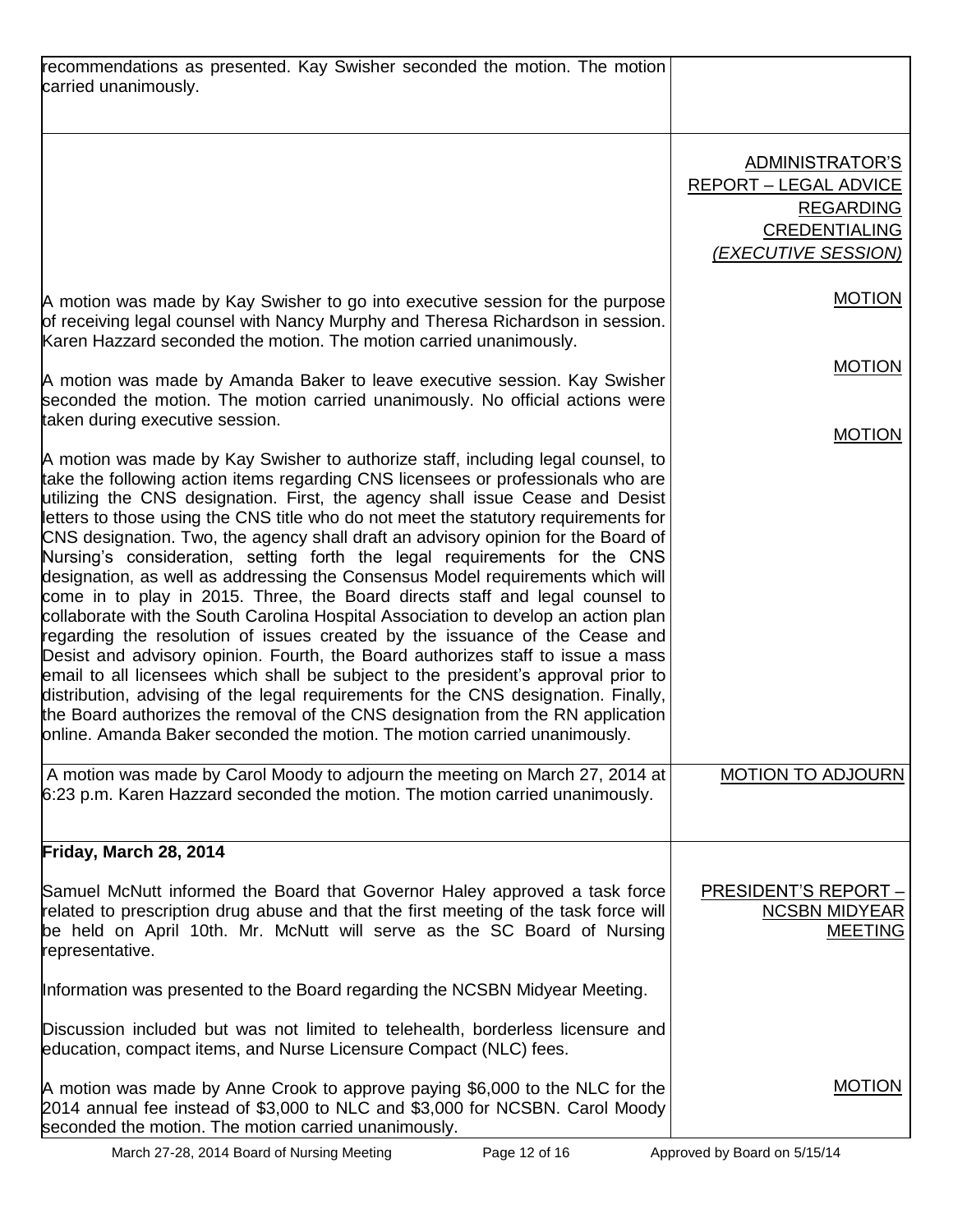| | |
|---|---|
| recommendations as presented. Kay Swisher seconded the motion. The motion carried unanimously. | |
| | ADMINISTRATOR'S REPORT – LEGAL ADVICE REGARDING CREDENTIALING *(EXECUTIVE SESSION)* |
| A motion was made by Kay Swisher to go into executive session for the purpose of receiving legal counsel with Nancy Murphy and Theresa Richardson in session. Karen Hazzard seconded the motion. The motion carried unanimously. | MOTION |
| A motion was made by Amanda Baker to leave executive session. Kay Swisher seconded the motion. The motion carried unanimously. No official actions were taken during executive session. | MOTION |
| A motion was made by Kay Swisher to authorize staff, including legal counsel, to take the following action items regarding CNS licensees or professionals who are utilizing the CNS designation. First, the agency shall issue Cease and Desist letters to those using the CNS title who do not meet the statutory requirements for CNS designation. Two, the agency shall draft an advisory opinion for the Board of Nursing's consideration, setting forth the legal requirements for the CNS designation, as well as addressing the Consensus Model requirements which will come in to play in 2015. Three, the Board directs staff and legal counsel to collaborate with the South Carolina Hospital Association to develop an action plan regarding the resolution of issues created by the issuance of the Cease and Desist and advisory opinion. Fourth, the Board authorizes staff to issue a mass email to all licensees which shall be subject to the president's approval prior to distribution, advising of the legal requirements for the CNS designation. Finally, the Board authorizes the removal of the CNS designation from the RN application online. Amanda Baker seconded the motion. The motion carried unanimously. | MOTION |
| A motion was made by Carol Moody to adjourn the meeting on March 27, 2014 at 6:23 p.m. Karen Hazzard seconded the motion. The motion carried unanimously. | MOTION TO ADJOURN |
| **Friday, March 28, 2014** | |
| Samuel McNutt informed the Board that Governor Haley approved a task force related to prescription drug abuse and that the first meeting of the task force will be held on April 10th. Mr. McNutt will serve as the SC Board of Nursing representative. | PRESIDENT'S REPORT – NCSBN MIDYEAR MEETING |
| Information was presented to the Board regarding the NCSBN Midyear Meeting. | |
| Discussion included but was not limited to telehealth, borderless licensure and education, compact items, and Nurse Licensure Compact (NLC) fees. | |
| A motion was made by Anne Crook to approve paying $6,000 to the NLC for the 2014 annual fee instead of $3,000 to NLC and $3,000 for NCSBN. Carol Moody seconded the motion. The motion carried unanimously. | MOTION |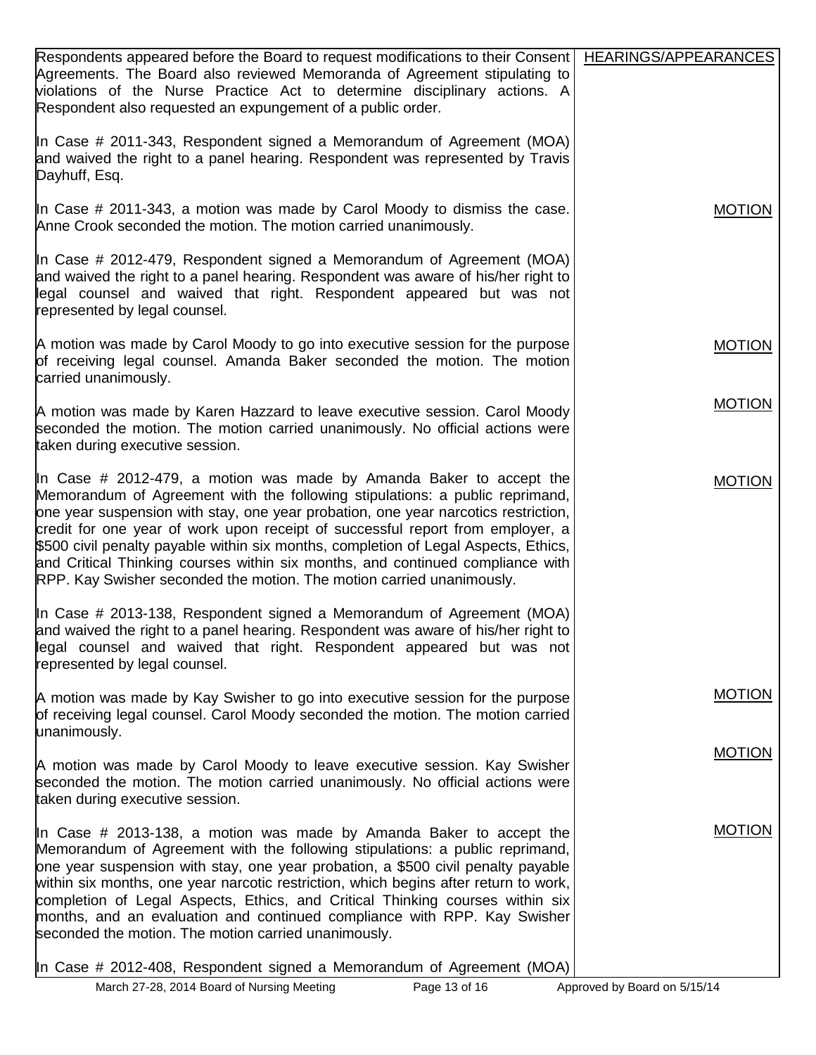| | |
|---|---|
| Respondents appeared before the Board to request modifications to their Consent Agreements. The Board also reviewed Memoranda of Agreement stipulating to violations of the Nurse Practice Act to determine disciplinary actions. A Respondent also requested an expungement of a public order. | HEARINGS/APPEARANCES |
| In Case # 2011-343, Respondent signed a Memorandum of Agreement (MOA) and waived the right to a panel hearing. Respondent was represented by Travis Dayhuff, Esq. | |
| In Case # 2011-343, a motion was made by Carol Moody to dismiss the case. Anne Crook seconded the motion. The motion carried unanimously. | MOTION |
| In Case # 2012-479, Respondent signed a Memorandum of Agreement (MOA) and waived the right to a panel hearing. Respondent was aware of his/her right to legal counsel and waived that right. Respondent appeared but was not represented by legal counsel. | |
| A motion was made by Carol Moody to go into executive session for the purpose of receiving legal counsel. Amanda Baker seconded the motion. The motion carried unanimously. | MOTION |
| A motion was made by Karen Hazzard to leave executive session. Carol Moody seconded the motion. The motion carried unanimously. No official actions were taken during executive session. | MOTION |
| In Case # 2012-479, a motion was made by Amanda Baker to accept the Memorandum of Agreement with the following stipulations: a public reprimand, one year suspension with stay, one year probation, one year narcotics restriction, credit for one year of work upon receipt of successful report from employer, a $500 civil penalty payable within six months, completion of Legal Aspects, Ethics, and Critical Thinking courses within six months, and continued compliance with RPP. Kay Swisher seconded the motion. The motion carried unanimously. | MOTION |
| In Case # 2013-138, Respondent signed a Memorandum of Agreement (MOA) and waived the right to a panel hearing. Respondent was aware of his/her right to legal counsel and waived that right. Respondent appeared but was not represented by legal counsel. | |
| A motion was made by Kay Swisher to go into executive session for the purpose of receiving legal counsel. Carol Moody seconded the motion. The motion carried unanimously. | MOTION |
| A motion was made by Carol Moody to leave executive session. Kay Swisher seconded the motion. The motion carried unanimously. No official actions were taken during executive session. | MOTION |
| In Case # 2013-138, a motion was made by Amanda Baker to accept the Memorandum of Agreement with the following stipulations: a public reprimand, one year suspension with stay, one year probation, a $500 civil penalty payable within six months, one year narcotic restriction, which begins after return to work, completion of Legal Aspects, Ethics, and Critical Thinking courses within six months, and an evaluation and continued compliance with RPP. Kay Swisher seconded the motion. The motion carried unanimously. | MOTION |
| In Case # 2012-408, Respondent signed a Memorandum of Agreement (MOA) | |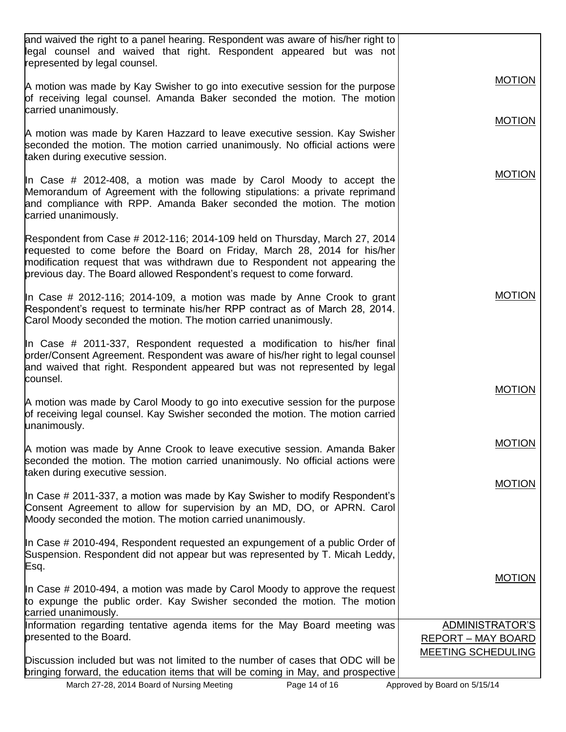| | |
|---|---|
| and waived the right to a panel hearing. Respondent was aware of his/her right to legal counsel and waived that right. Respondent appeared but was not represented by legal counsel. | |
| A motion was made by Kay Swisher to go into executive session for the purpose of receiving legal counsel. Amanda Baker seconded the motion. The motion carried unanimously. | MOTION |
| A motion was made by Karen Hazzard to leave executive session. Kay Swisher seconded the motion. The motion carried unanimously. No official actions were taken during executive session. | MOTION |
| In Case # 2012-408, a motion was made by Carol Moody to accept the Memorandum of Agreement with the following stipulations: a private reprimand and compliance with RPP. Amanda Baker seconded the motion. The motion carried unanimously. | MOTION |
| Respondent from Case # 2012-116; 2014-109 held on Thursday, March 27, 2014 requested to come before the Board on Friday, March 28, 2014 for his/her modification request that was withdrawn due to Respondent not appearing the previous day. The Board allowed Respondent's request to come forward. | |
| In Case # 2012-116; 2014-109, a motion was made by Anne Crook to grant Respondent's request to terminate his/her RPP contract as of March 28, 2014. Carol Moody seconded the motion. The motion carried unanimously. | MOTION |
| In Case # 2011-337, Respondent requested a modification to his/her final order/Consent Agreement. Respondent was aware of his/her right to legal counsel and waived that right. Respondent appeared but was not represented by legal counsel. | |
| A motion was made by Carol Moody to go into executive session for the purpose of receiving legal counsel. Kay Swisher seconded the motion. The motion carried unanimously. | MOTION |
| A motion was made by Anne Crook to leave executive session. Amanda Baker seconded the motion. The motion carried unanimously. No official actions were taken during executive session. | MOTION |
| In Case # 2011-337, a motion was made by Kay Swisher to modify Respondent's Consent Agreement to allow for supervision by an MD, DO, or APRN. Carol Moody seconded the motion. The motion carried unanimously. | MOTION |
| In Case # 2010-494, Respondent requested an expungement of a public Order of Suspension. Respondent did not appear but was represented by T. Micah Leddy, Esq. | |
| In Case # 2010-494, a motion was made by Carol Moody to approve the request to expunge the public order. Kay Swisher seconded the motion. The motion carried unanimously. | MOTION |
| Information regarding tentative agenda items for the May Board meeting was presented to the Board.<br><br>Discussion included but was not limited to the number of cases that ODC will be bringing forward, the education items that will be coming in May, and prospective | ADMINISTRATOR'S REPORT – MAY BOARD MEETING SCHEDULING |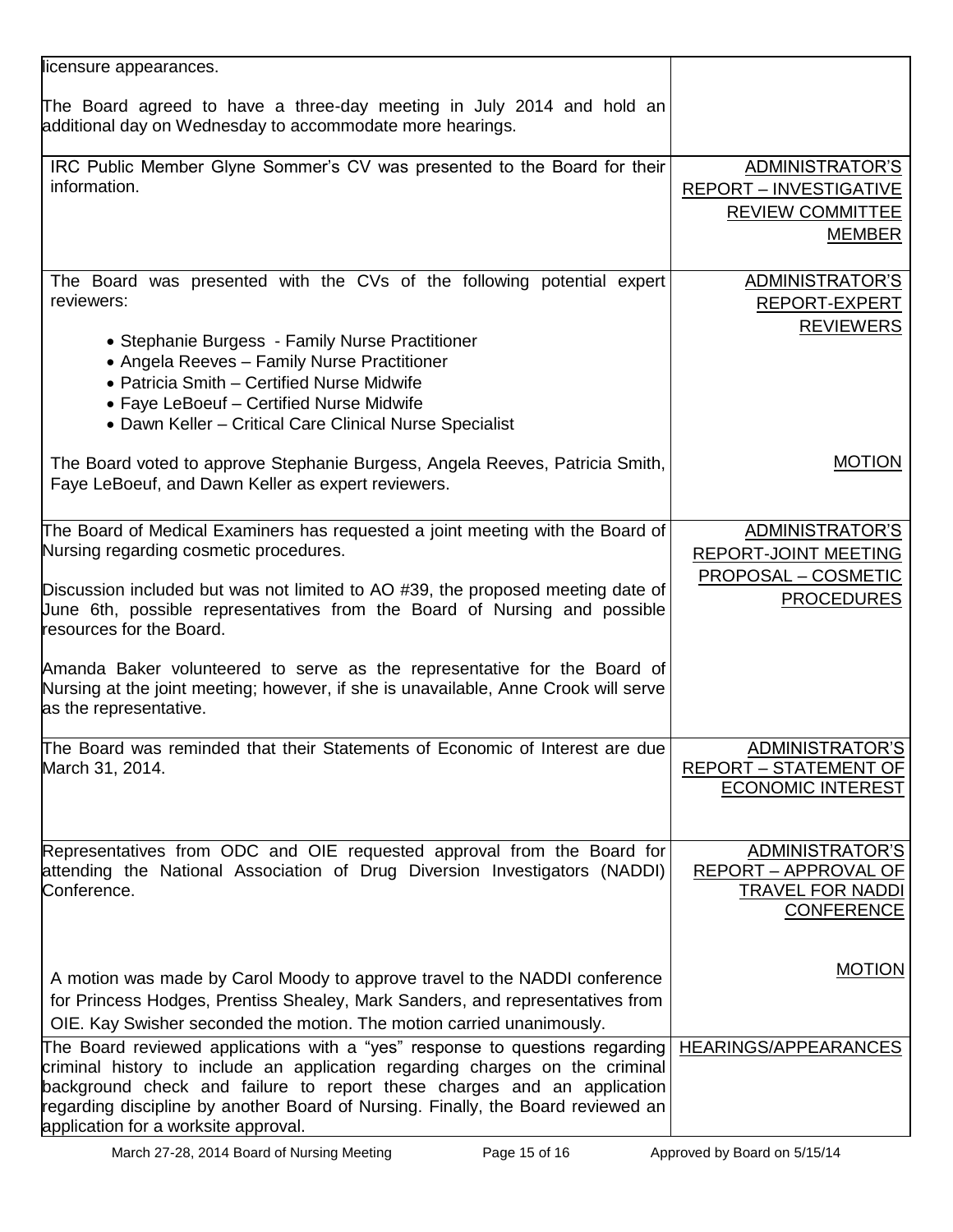| | |
|---|---|
| licensure appearances.<br><br>The Board agreed to have a three-day meeting in July 2014 and hold an additional day on Wednesday to accommodate more hearings. | |
| IRC Public Member Glyne Sommer's CV was presented to the Board for their information. | ADMINISTRATOR'S REPORT – INVESTIGATIVE REVIEW COMMITTEE MEMBER |
| The Board was presented with the CVs of the following potential expert reviewers:<br><br>• Stephanie Burgess - Family Nurse Practitioner<br>• Angela Reeves – Family Nurse Practitioner<br>• Patricia Smith – Certified Nurse Midwife<br>• Faye LeBoeuf – Certified Nurse Midwife<br>• Dawn Keller – Critical Care Clinical Nurse Specialist | ADMINISTRATOR'S REPORT-EXPERT REVIEWERS |
| The Board voted to approve Stephanie Burgess, Angela Reeves, Patricia Smith, Faye LeBoeuf, and Dawn Keller as expert reviewers. | MOTION |
| The Board of Medical Examiners has requested a joint meeting with the Board of Nursing regarding cosmetic procedures.<br><br>Discussion included but was not limited to AO #39, the proposed meeting date of June 6th, possible representatives from the Board of Nursing and possible resources for the Board.<br><br>Amanda Baker volunteered to serve as the representative for the Board of Nursing at the joint meeting; however, if she is unavailable, Anne Crook will serve as the representative. | ADMINISTRATOR'S REPORT-JOINT MEETING PROPOSAL – COSMETIC PROCEDURES |
| The Board was reminded that their Statements of Economic of Interest are due March 31, 2014. | ADMINISTRATOR'S REPORT – STATEMENT OF ECONOMIC INTEREST |
| Representatives from ODC and OIE requested approval from the Board for attending the National Association of Drug Diversion Investigators (NADDI) Conference. | ADMINISTRATOR'S REPORT – APPROVAL OF TRAVEL FOR NADDI CONFERENCE |
| A motion was made by Carol Moody to approve travel to the NADDI conference for Princess Hodges, Prentiss Shealey, Mark Sanders, and representatives from OIE. Kay Swisher seconded the motion. The motion carried unanimously. | MOTION |
| The Board reviewed applications with a "yes" response to questions regarding criminal history to include an application regarding charges on the criminal background check and failure to report these charges and an application regarding discipline by another Board of Nursing. Finally, the Board reviewed an application for a worksite approval. | HEARINGS/APPEARANCES |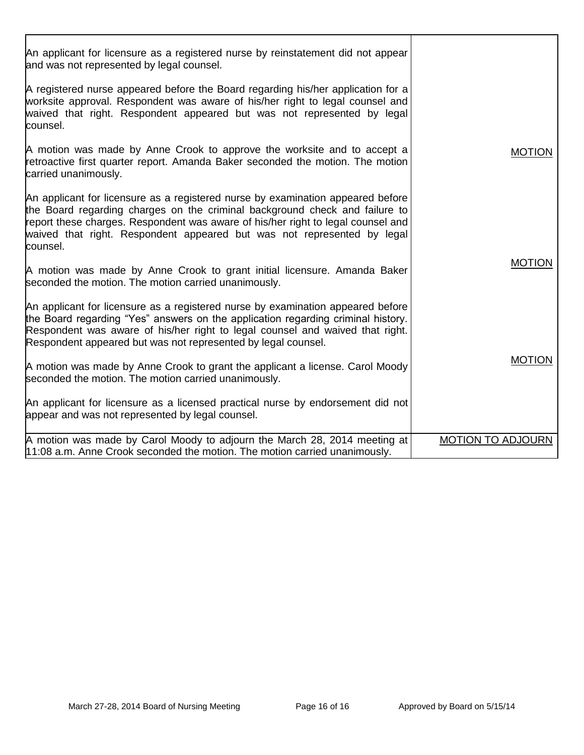| | |
|---|---|
| An applicant for licensure as a registered nurse by reinstatement did not appear and was not represented by legal counsel.<br><br>A registered nurse appeared before the Board regarding his/her application for a worksite approval. Respondent was aware of his/her right to legal counsel and waived that right. Respondent appeared but was not represented by legal counsel.<br><br>A motion was made by Anne Crook to approve the worksite and to accept a retroactive first quarter report. Amanda Baker seconded the motion. The motion carried unanimously.<br><br>An applicant for licensure as a registered nurse by examination appeared before the Board regarding charges on the criminal background check and failure to report these charges. Respondent was aware of his/her right to legal counsel and waived that right. Respondent appeared but was not represented by legal counsel.<br><br>A motion was made by Anne Crook to grant initial licensure. Amanda Baker seconded the motion. The motion carried unanimously.<br><br>An applicant for licensure as a registered nurse by examination appeared before the Board regarding "Yes" answers on the application regarding criminal history. Respondent was aware of his/her right to legal counsel and waived that right. Respondent appeared but was not represented by legal counsel.<br><br>A motion was made by Anne Crook to grant the applicant a license. Carol Moody seconded the motion. The motion carried unanimously.<br><br>An applicant for licensure as a licensed practical nurse by endorsement did not appear and was not represented by legal counsel. | <br><br><br><br><br><br>MOTION<br><br><br><br><br><br>MOTION<br><br><br><br><br>MOTION |
| A motion was made by Carol Moody to adjourn the March 28, 2014 meeting at 11:08 a.m. Anne Crook seconded the motion. The motion carried unanimously. | MOTION TO ADJOURN |

March 27-28, 2014 Board of Nursing Meeting Approved by Board on 5/15/14